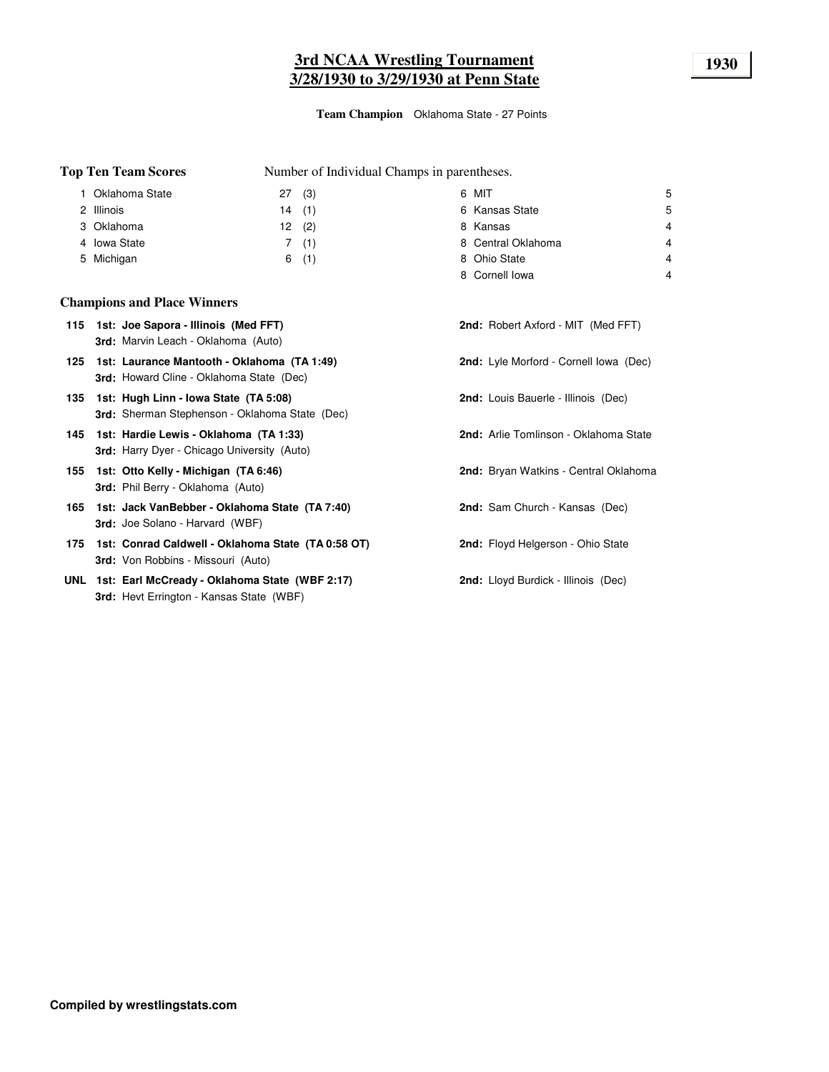# 3rd NCAA Wrestling Tournament
# 3/28/1930 to 3/29/1930 at Penn State

**1930**

**Team Champion** Oklahoma State - 27 Points

## Top Ten Team Scores

Number of Individual Champs in parentheses.

| Rank | Team | Points | Champs |
|---|---|---|---|
| 1 | Oklahoma State | 27 | (3) |
| 2 | Illinois | 14 | (1) |
| 3 | Oklahoma | 12 | (2) |
| 4 | Iowa State | 7 | (1) |
| 5 | Michigan | 6 | (1) |
| 6 | MIT | 5 | |
| 6 | Kansas State | 5 | |
| 8 | Kansas | 4 | |
| 8 | Central Oklahoma | 4 | |
| 8 | Ohio State | 4 | |
| 8 | Cornell Iowa | 4 | |

## Champions and Place Winners

| Weight | 1st | 2nd | 3rd |
|---|---|---|---|
| 115 | **Joe Sapora - Illinois (Med FFT)** | Robert Axford - MIT (Med FFT) | Marvin Leach - Oklahoma (Auto) |
| 125 | **Laurance Mantooth - Oklahoma (TA 1:49)** | Lyle Morford - Cornell Iowa (Dec) | Howard Cline - Oklahoma State (Dec) |
| 135 | **Hugh Linn - Iowa State (TA 5:08)** | Louis Bauerle - Illinois (Dec) | Sherman Stephenson - Oklahoma State (Dec) |
| 145 | **Hardie Lewis - Oklahoma (TA 1:33)** | Arlie Tomlinson - Oklahoma State | Harry Dyer - Chicago University (Auto) |
| 155 | **Otto Kelly - Michigan (TA 6:46)** | Bryan Watkins - Central Oklahoma | Phil Berry - Oklahoma (Auto) |
| 165 | **Jack VanBebber - Oklahoma State (TA 7:40)** | Sam Church - Kansas (Dec) | Joe Solano - Harvard (WBF) |
| 175 | **Conrad Caldwell - Oklahoma State (TA 0:58 OT)** | Floyd Helgerson - Ohio State | Von Robbins - Missouri (Auto) |
| UNL | **Earl McCready - Oklahoma State (WBF 2:17)** | Lloyd Burdick - Illinois (Dec) | Hevt Errington - Kansas State (WBF) |

**Compiled by wrestlingstats.com**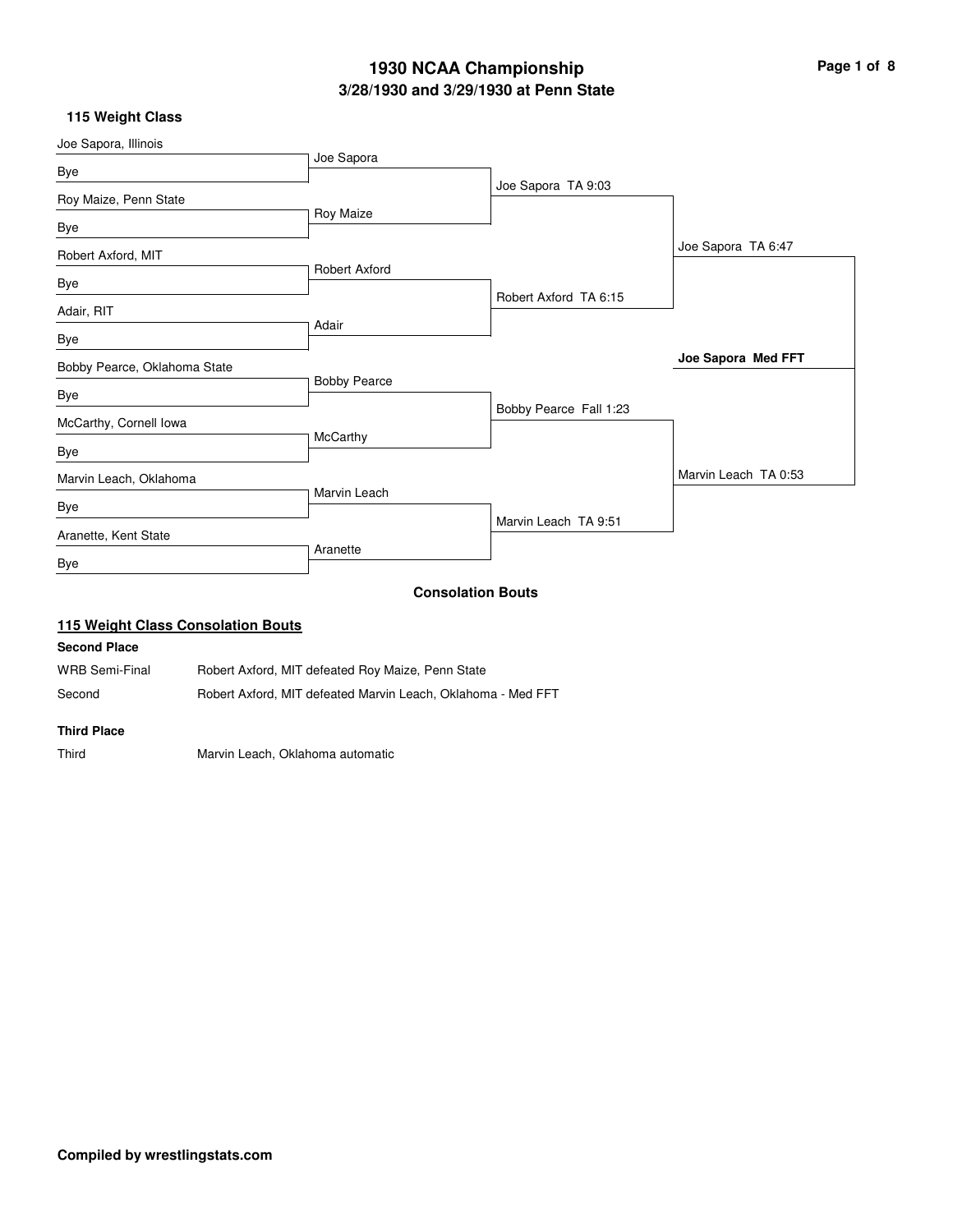# 1930 NCAA Championship

## 3/28/1930 and 3/29/1930 at Penn State

### 115 Weight Class

**First Round**

- Joe Sapora, Illinois vs Bye — Joe Sapora
- Roy Maize, Penn State vs Bye — Roy Maize
- Robert Axford, MIT vs Bye — Robert Axford
- Adair, RIT vs Bye — Adair
- Bobby Pearce, Oklahoma State vs Bye — Bobby Pearce
- McCarthy, Cornell Iowa vs Bye — McCarthy
- Marvin Leach, Oklahoma vs Bye — Marvin Leach
- Aranette, Kent State vs Bye — Aranette

**Quarterfinals**

- Joe Sapora TA 9:03
- Robert Axford TA 6:15
- Bobby Pearce Fall 1:23
- Marvin Leach TA 9:51

**Semifinals**

- Joe Sapora TA 6:47
- Marvin Leach TA 0:53

**Final**

- **Joe Sapora Med FFT**

### Consolation Bouts

#### 115 Weight Class Consolation Bouts

**Second Place**

| | |
|---|---|
| WRB Semi-Final | Robert Axford, MIT defeated Roy Maize, Penn State |
| Second | Robert Axford, MIT defeated Marvin Leach, Oklahoma - Med FFT |

**Third Place**

| | |
|---|---|
| Third | Marvin Leach, Oklahoma automatic |

**Compiled by wrestlingstats.com**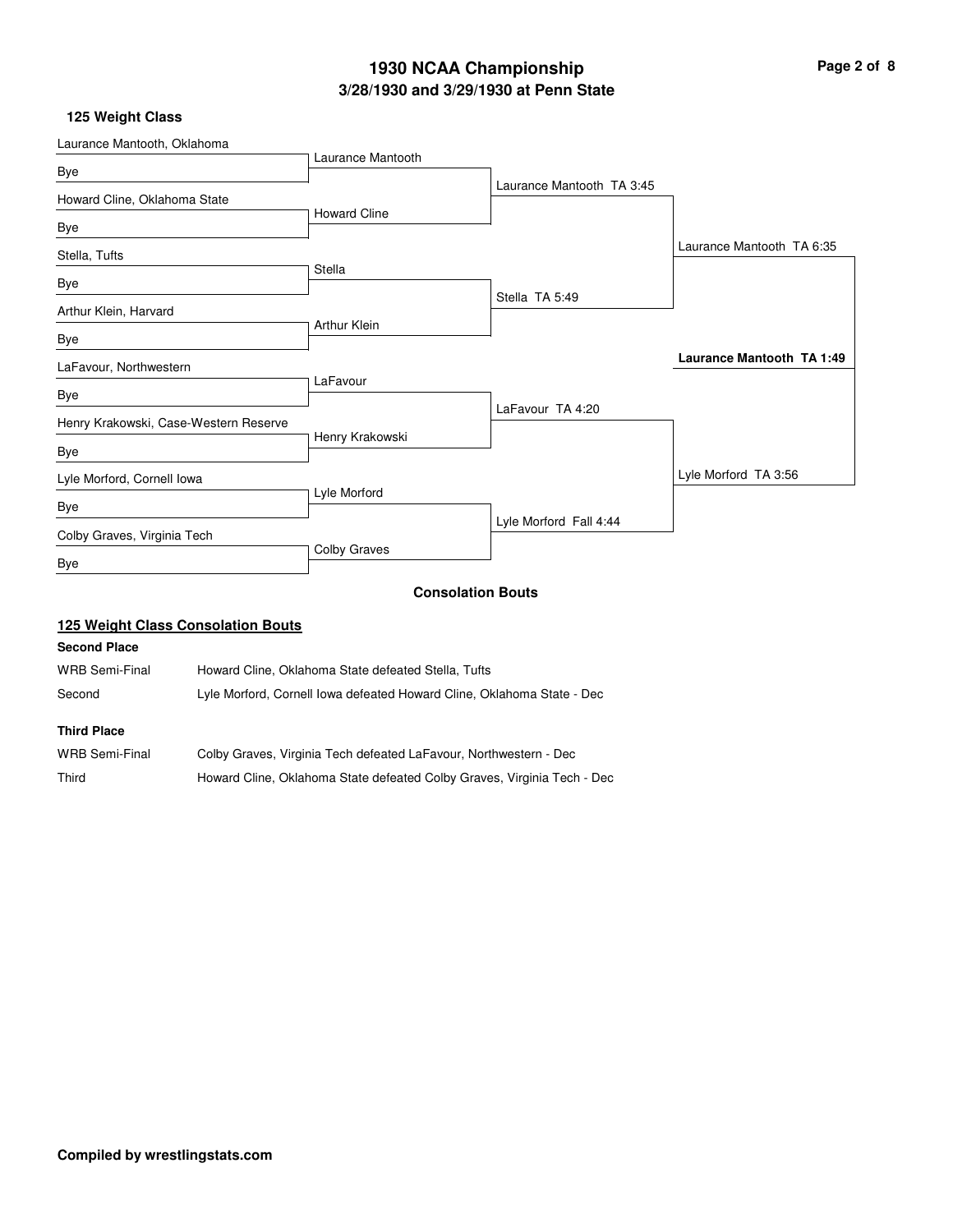# 1930 NCAA Championship

## 3/28/1930 and 3/29/1930 at Penn State

### 125 Weight Class

**First Round**

| Wrestler | Opponent | Winner |
| --- | --- | --- |
| Laurance Mantooth, Oklahoma | Bye | Laurance Mantooth |
| Howard Cline, Oklahoma State | Bye | Howard Cline |
| Stella, Tufts | Bye | Stella |
| Arthur Klein, Harvard | Bye | Arthur Klein |
| LaFavour, Northwestern | Bye | LaFavour |
| Henry Krakowski, Case-Western Reserve | Bye | Henry Krakowski |
| Lyle Morford, Cornell Iowa | Bye | Lyle Morford |
| Colby Graves, Virginia Tech | Bye | Colby Graves |

**Quarterfinals**

- Laurance Mantooth TA 3:45
- Stella TA 5:49
- LaFavour TA 4:20
- Lyle Morford Fall 4:44

**Semifinals**

- Laurance Mantooth TA 6:35
- Lyle Morford TA 3:56

**Final**

- **Laurance Mantooth TA 1:49**

### Consolation Bouts

#### 125 Weight Class Consolation Bouts

**Second Place**

| Round | Result |
| --- | --- |
| WRB Semi-Final | Howard Cline, Oklahoma State defeated Stella, Tufts |
| Second | Lyle Morford, Cornell Iowa defeated Howard Cline, Oklahoma State - Dec |

**Third Place**

| Round | Result |
| --- | --- |
| WRB Semi-Final | Colby Graves, Virginia Tech defeated LaFavour, Northwestern - Dec |
| Third | Howard Cline, Oklahoma State defeated Colby Graves, Virginia Tech - Dec |

**Compiled by wrestlingstats.com**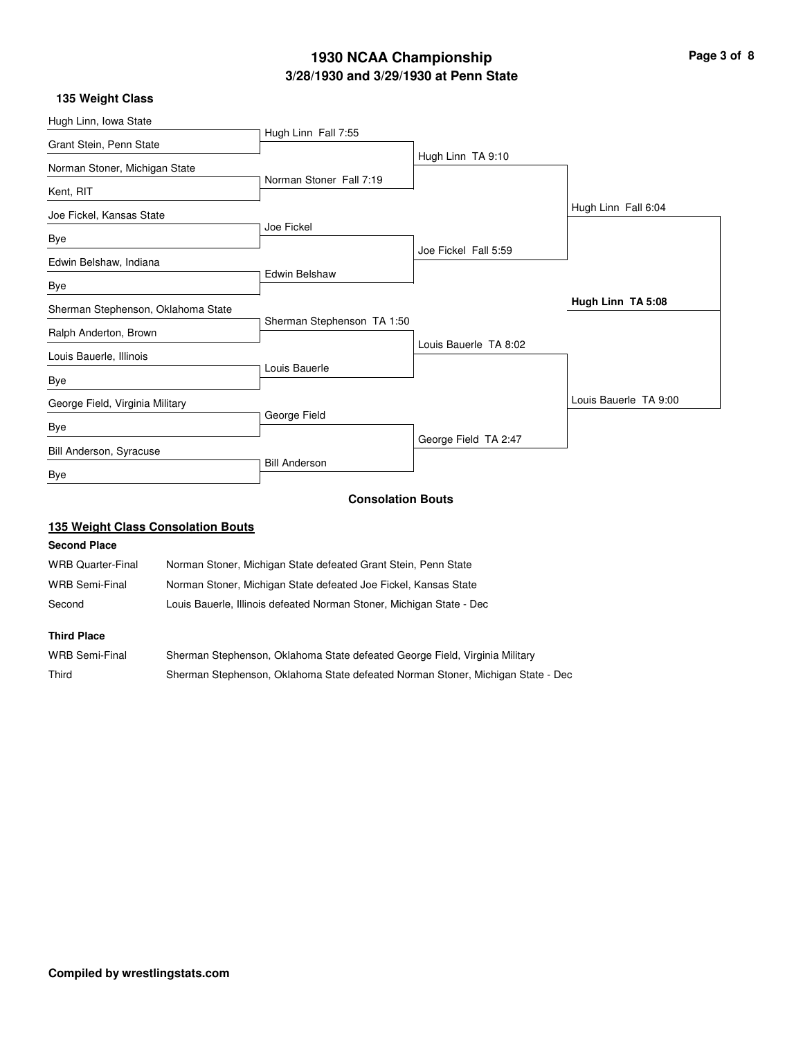# 1930 NCAA Championship

## 3/28/1930 and 3/29/1930 at Penn State

### 135 Weight Class

| First Round | Quarterfinals | Semifinals | Finals |
|---|---|---|---|
| Hugh Linn, Iowa State | | | |
| | Hugh Linn Fall 7:55 | | |
| Grant Stein, Penn State | | | |
| | | Hugh Linn TA 9:10 | |
| Norman Stoner, Michigan State | | | |
| | Norman Stoner Fall 7:19 | | |
| Kent, RIT | | | |
| | | | Hugh Linn Fall 6:04 |
| Joe Fickel, Kansas State | | | |
| | Joe Fickel | | |
| Bye | | | |
| | | Joe Fickel Fall 5:59 | |
| Edwin Belshaw, Indiana | | | |
| | Edwin Belshaw | | |
| Bye | | | |
| | | | **Hugh Linn TA 5:08** |
| Sherman Stephenson, Oklahoma State | | | |
| | Sherman Stephenson TA 1:50 | | |
| Ralph Anderton, Brown | | | |
| | | Louis Bauerle TA 8:02 | |
| Louis Bauerle, Illinois | | | |
| | Louis Bauerle | | |
| Bye | | | |
| | | | Louis Bauerle TA 9:00 |
| George Field, Virginia Military | | | |
| | George Field | | |
| Bye | | | |
| | | George Field TA 2:47 | |
| Bill Anderson, Syracuse | | | |
| | Bill Anderson | | |
| Bye | | | |

**Consolation Bouts**

### 135 Weight Class Consolation Bouts

**Second Place**

| | |
|---|---|
| WRB Quarter-Final | Norman Stoner, Michigan State defeated Grant Stein, Penn State |
| WRB Semi-Final | Norman Stoner, Michigan State defeated Joe Fickel, Kansas State |
| Second | Louis Bauerle, Illinois defeated Norman Stoner, Michigan State - Dec |

**Third Place**

| | |
|---|---|
| WRB Semi-Final | Sherman Stephenson, Oklahoma State defeated George Field, Virginia Military |
| Third | Sherman Stephenson, Oklahoma State defeated Norman Stoner, Michigan State - Dec |

**Compiled by wrestlingstats.com**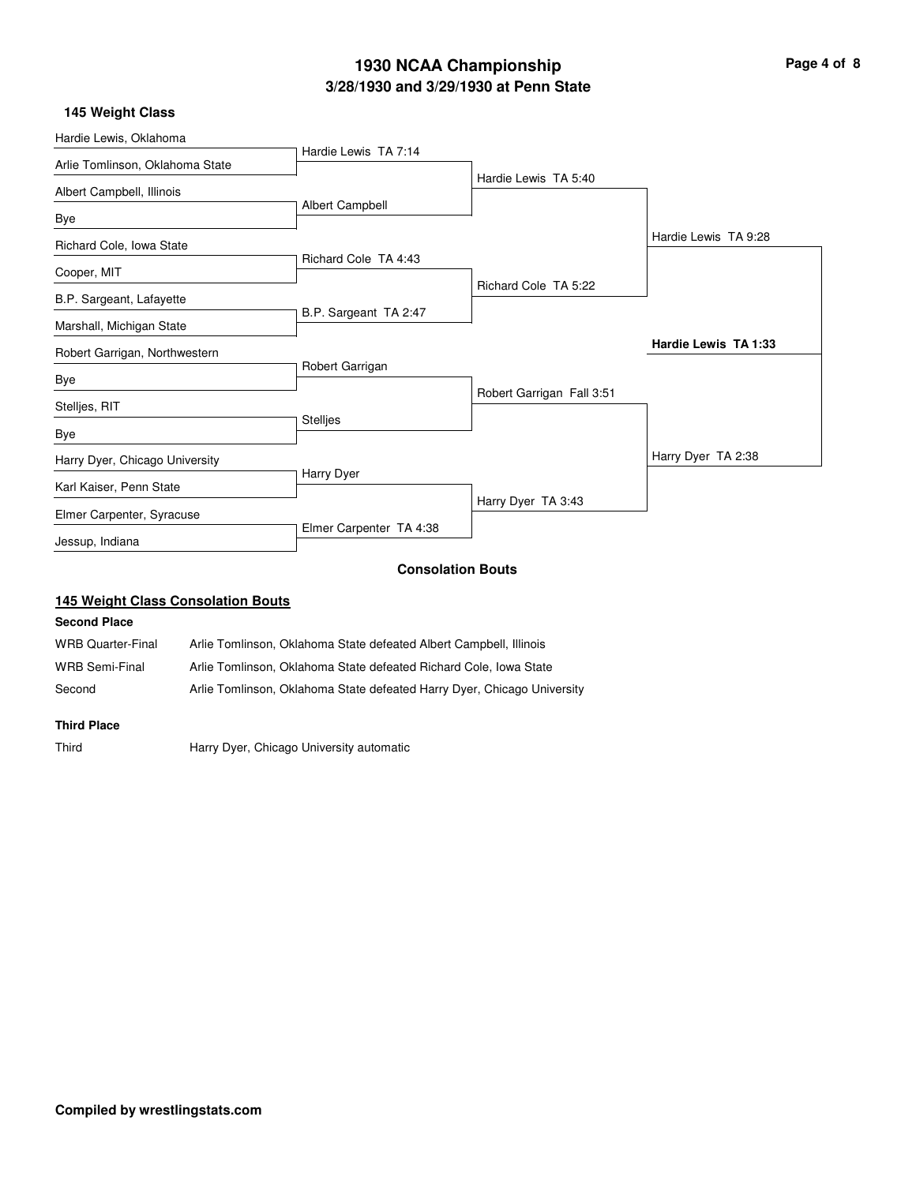# 1930 NCAA Championship

## 3/28/1930 and 3/29/1930 at Penn State

### 145 Weight Class

**First Round**

| Wrestler 1 | Wrestler 2 | Result |
| --- | --- | --- |
| Hardie Lewis, Oklahoma | Arlie Tomlinson, Oklahoma State | Hardie Lewis TA 7:14 |
| Albert Campbell, Illinois | Bye | Albert Campbell |
| Richard Cole, Iowa State | Cooper, MIT | Richard Cole TA 4:43 |
| B.P. Sargeant, Lafayette | Marshall, Michigan State | B.P. Sargeant TA 2:47 |
| Robert Garrigan, Northwestern | Bye | Robert Garrigan |
| Stelljes, RIT | Bye | Stelljes |
| Harry Dyer, Chicago University | Karl Kaiser, Penn State | Harry Dyer |
| Elmer Carpenter, Syracuse | Jessup, Indiana | Elmer Carpenter TA 4:38 |

**Quarterfinals**

- Hardie Lewis TA 5:40
- Richard Cole TA 5:22
- Robert Garrigan Fall 3:51
- Harry Dyer TA 3:43

**Semifinals**

- Hardie Lewis TA 9:28
- Harry Dyer TA 2:38

**Final**

- **Hardie Lewis TA 1:33**

### Consolation Bouts

#### 145 Weight Class Consolation Bouts

**Second Place**

| Round | Result |
| --- | --- |
| WRB Quarter-Final | Arlie Tomlinson, Oklahoma State defeated Albert Campbell, Illinois |
| WRB Semi-Final | Arlie Tomlinson, Oklahoma State defeated Richard Cole, Iowa State |
| Second | Arlie Tomlinson, Oklahoma State defeated Harry Dyer, Chicago University |

**Third Place**

| Round | Result |
| --- | --- |
| Third | Harry Dyer, Chicago University automatic |

**Compiled by wrestlingstats.com**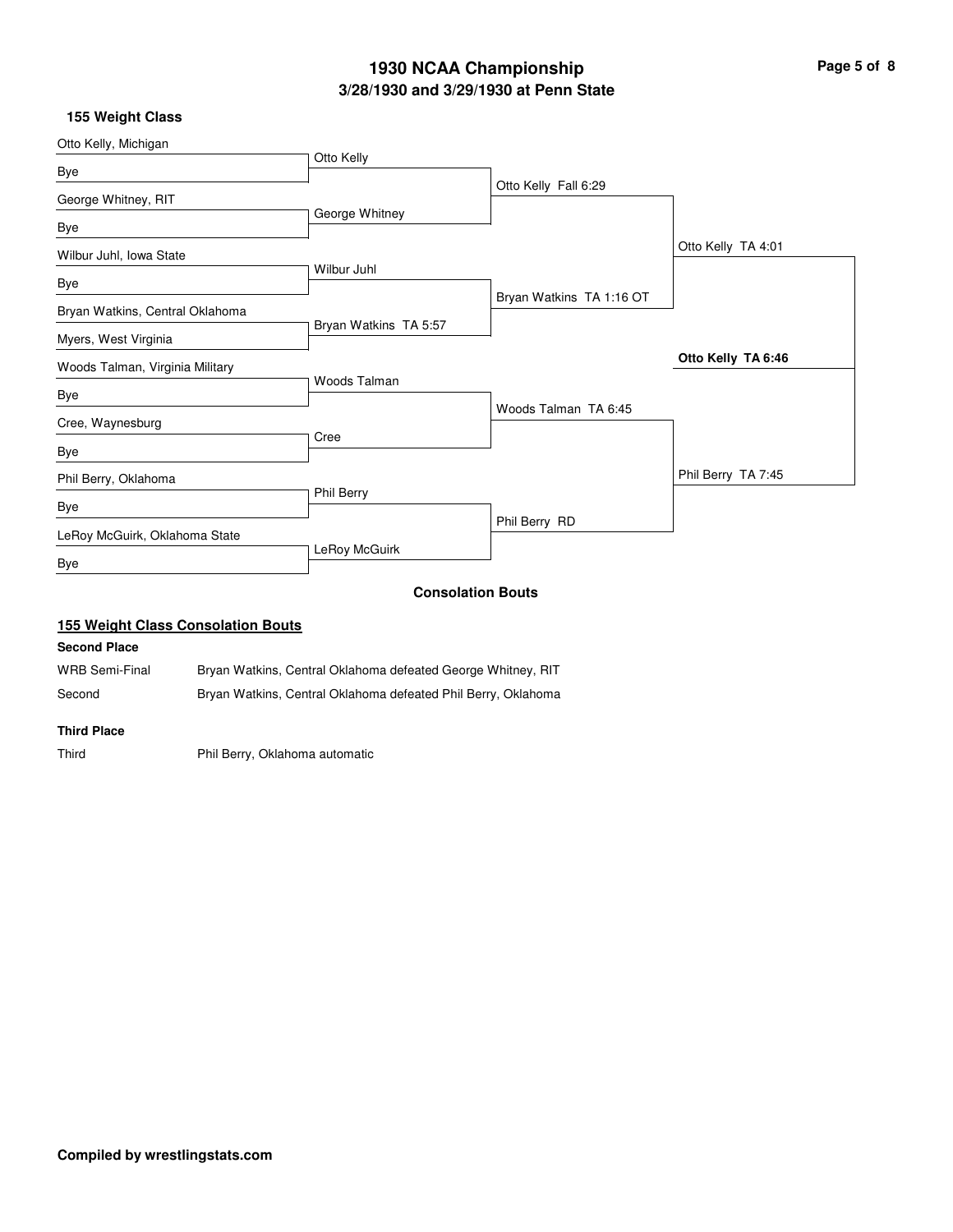# 1930 NCAA Championship

## 3/28/1930 and 3/29/1930 at Penn State

### 155 Weight Class

| First Round | Quarterfinals | Semifinals | Finals | Champion |
|---|---|---|---|---|
| Otto Kelly, Michigan | Otto Kelly | Otto Kelly Fall 6:29 | Otto Kelly TA 4:01 | **Otto Kelly TA 6:46** |
| Bye | | | | |
| George Whitney, RIT | George Whitney | | | |
| Bye | | | | |
| Wilbur Juhl, Iowa State | Wilbur Juhl | Bryan Watkins TA 1:16 OT | | |
| Bye | | | | |
| Bryan Watkins, Central Oklahoma | Bryan Watkins TA 5:57 | | | |
| Myers, West Virginia | | | | |
| Woods Talman, Virginia Military | Woods Talman | Woods Talman TA 6:45 | Phil Berry TA 7:45 | |
| Bye | | | | |
| Cree, Waynesburg | Cree | | | |
| Bye | | | | |
| Phil Berry, Oklahoma | Phil Berry | Phil Berry RD | | |
| Bye | | | | |
| LeRoy McGuirk, Oklahoma State | LeRoy McGuirk | | | |
| Bye | | | | |

### Consolation Bouts

#### 155 Weight Class Consolation Bouts

**Second Place**

| | |
|---|---|
| WRB Semi-Final | Bryan Watkins, Central Oklahoma defeated George Whitney, RIT |
| Second | Bryan Watkins, Central Oklahoma defeated Phil Berry, Oklahoma |

**Third Place**

| | |
|---|---|
| Third | Phil Berry, Oklahoma automatic |

**Compiled by wrestlingstats.com**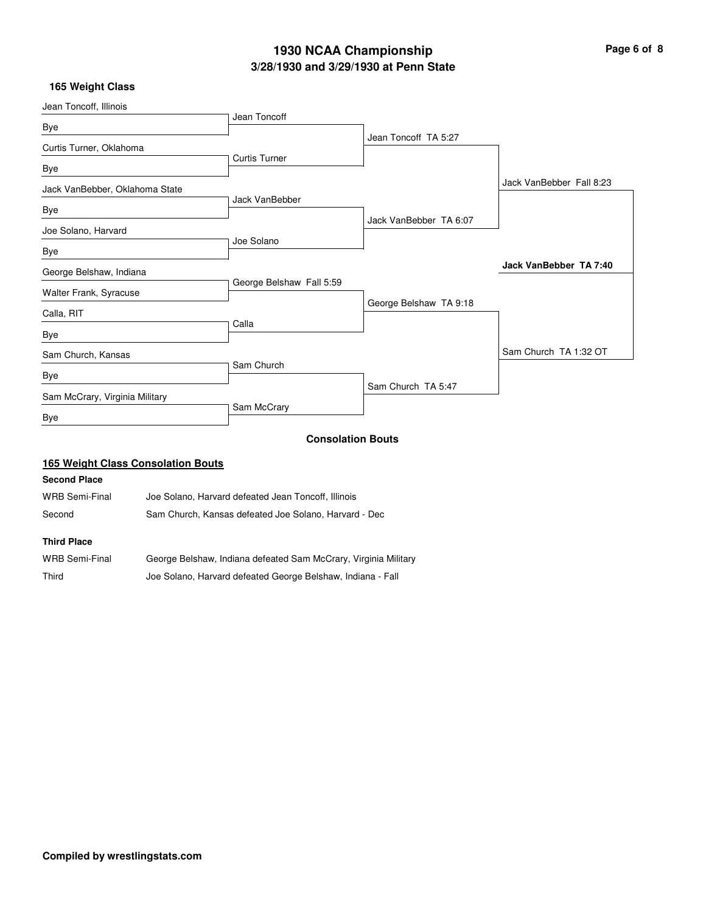# 1930 NCAA Championship

## 3/28/1930 and 3/29/1930 at Penn State

### 165 Weight Class

| First Round | Quarterfinals | Semifinals | Finals | Champion |
|---|---|---|---|---|
| Jean Toncoff, Illinois | Jean Toncoff | Jean Toncoff TA 5:27 | Jack VanBebber Fall 8:23 | **Jack VanBebber TA 7:40** |
| Bye | | | | |
| Curtis Turner, Oklahoma | Curtis Turner | | | |
| Bye | | | | |
| Jack VanBebber, Oklahoma State | Jack VanBebber | Jack VanBebber TA 6:07 | | |
| Bye | | | | |
| Joe Solano, Harvard | Joe Solano | | | |
| Bye | | | | |
| George Belshaw, Indiana | George Belshaw Fall 5:59 | George Belshaw TA 9:18 | Sam Church TA 1:32 OT | |
| Walter Frank, Syracuse | | | | |
| Calla, RIT | Calla | | | |
| Bye | | | | |
| Sam Church, Kansas | Sam Church | Sam Church TA 5:47 | | |
| Bye | | | | |
| Sam McCrary, Virginia Military | Sam McCrary | | | |
| Bye | | | | |

### Consolation Bouts

#### 165 Weight Class Consolation Bouts

**Second Place**

| | |
|---|---|
| WRB Semi-Final | Joe Solano, Harvard defeated Jean Toncoff, Illinois |
| Second | Sam Church, Kansas defeated Joe Solano, Harvard - Dec |

**Third Place**

| | |
|---|---|
| WRB Semi-Final | George Belshaw, Indiana defeated Sam McCrary, Virginia Military |
| Third | Joe Solano, Harvard defeated George Belshaw, Indiana - Fall |

**Compiled by wrestlingstats.com**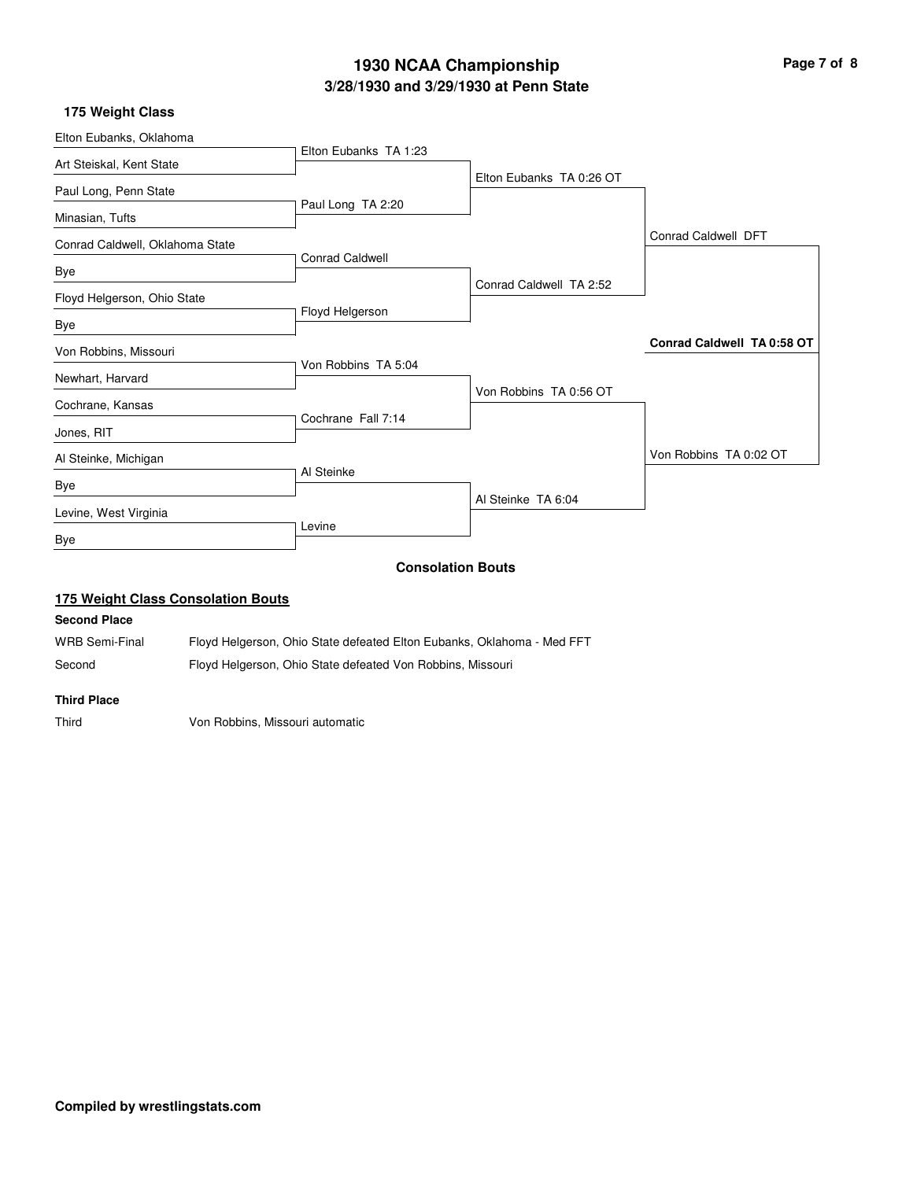# 1930 NCAA Championship

## 3/28/1930 and 3/29/1930 at Penn State

### 175 Weight Class

| First Round | Quarterfinals | Semifinals | Finals |
| --- | --- | --- | --- |
| Elton Eubanks, Oklahoma | | | |
| Art Steiskal, Kent State | Elton Eubanks TA 1:23 | | |
| Paul Long, Penn State | | Elton Eubanks TA 0:26 OT | |
| Minasian, Tufts | Paul Long TA 2:20 | | |
| Conrad Caldwell, Oklahoma State | | | Conrad Caldwell DFT |
| Bye | Conrad Caldwell | | |
| Floyd Helgerson, Ohio State | | Conrad Caldwell TA 2:52 | |
| Bye | Floyd Helgerson | | |
| Von Robbins, Missouri | | | **Conrad Caldwell TA 0:58 OT** |
| Newhart, Harvard | Von Robbins TA 5:04 | | |
| Cochrane, Kansas | | Von Robbins TA 0:56 OT | |
| Jones, RIT | Cochrane Fall 7:14 | | |
| Al Steinke, Michigan | | | Von Robbins TA 0:02 OT |
| Bye | Al Steinke | | |
| Levine, West Virginia | | Al Steinke TA 6:04 | |
| Bye | Levine | | |

### Consolation Bouts

#### 175 Weight Class Consolation Bouts

**Second Place**

| | |
| --- | --- |
| WRB Semi-Final | Floyd Helgerson, Ohio State defeated Elton Eubanks, Oklahoma - Med FFT |
| Second | Floyd Helgerson, Ohio State defeated Von Robbins, Missouri |

**Third Place**

| | |
| --- | --- |
| Third | Von Robbins, Missouri automatic |

**Compiled by wrestlingstats.com**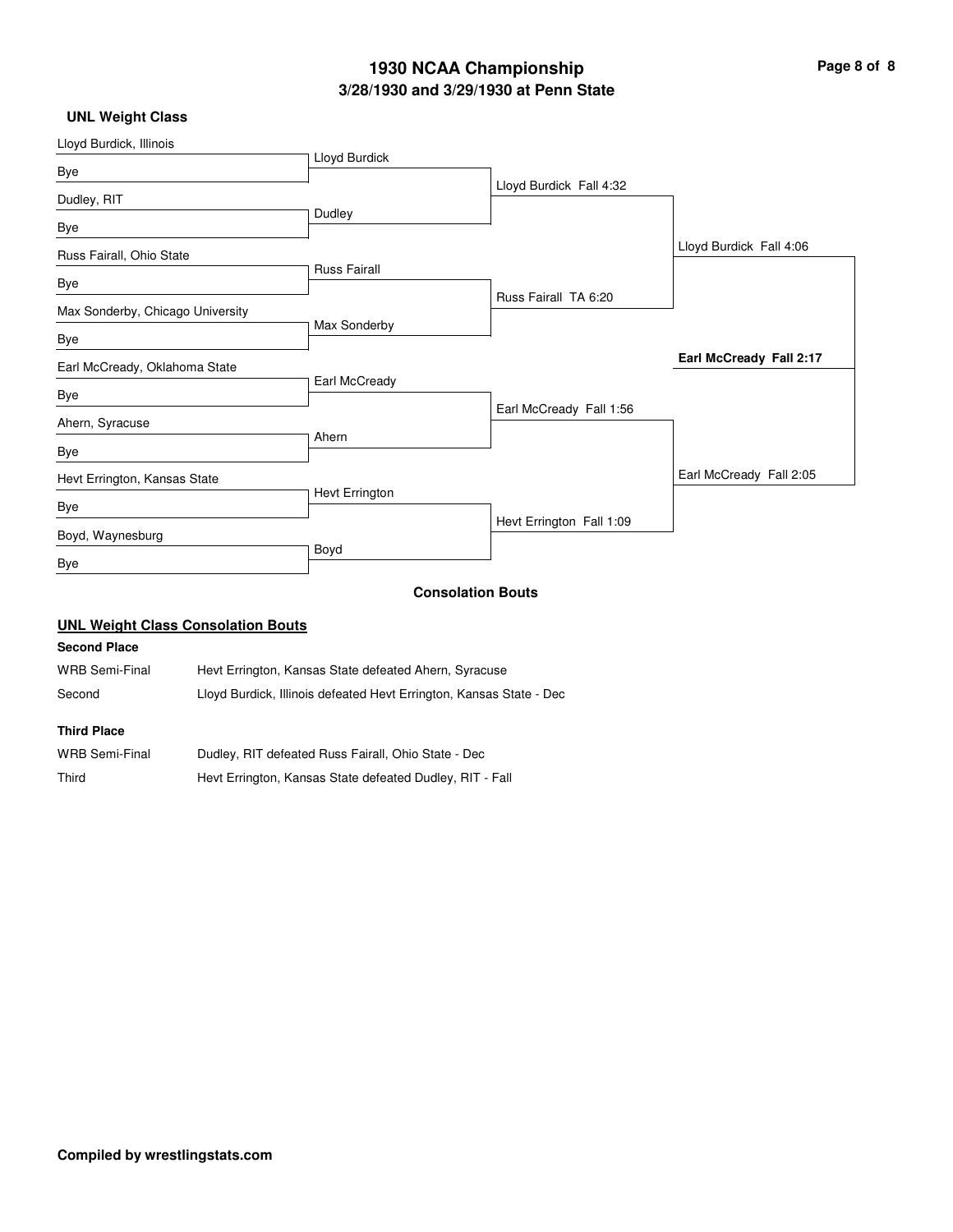# 1930 NCAA Championship

## 3/28/1930 and 3/29/1930 at Penn State

### UNL Weight Class

Lloyd Burdick, Illinois
Bye
Dudley, RIT
Bye
Russ Fairall, Ohio State
Bye
Max Sonderby, Chicago University
Bye
Earl McCready, Oklahoma State
Bye
Ahern, Syracuse
Bye
Hevt Errington, Kansas State
Bye
Boyd, Waynesburg
Bye

Lloyd Burdick
Dudley
Russ Fairall
Max Sonderby
Earl McCready
Ahern
Hevt Errington
Boyd

Lloyd Burdick Fall 4:32
Russ Fairall TA 6:20
Earl McCready Fall 1:56
Hevt Errington Fall 1:09

Lloyd Burdick Fall 4:06
Earl McCready Fall 2:05

**Earl McCready Fall 2:17**

### Consolation Bouts

**UNL Weight Class Consolation Bouts**

**Second Place**

| | |
|---|---|
| WRB Semi-Final | Hevt Errington, Kansas State defeated Ahern, Syracuse |
| Second | Lloyd Burdick, Illinois defeated Hevt Errington, Kansas State - Dec |

**Third Place**

| | |
|---|---|
| WRB Semi-Final | Dudley, RIT defeated Russ Fairall, Ohio State - Dec |
| Third | Hevt Errington, Kansas State defeated Dudley, RIT - Fall |

**Compiled by wrestlingstats.com**